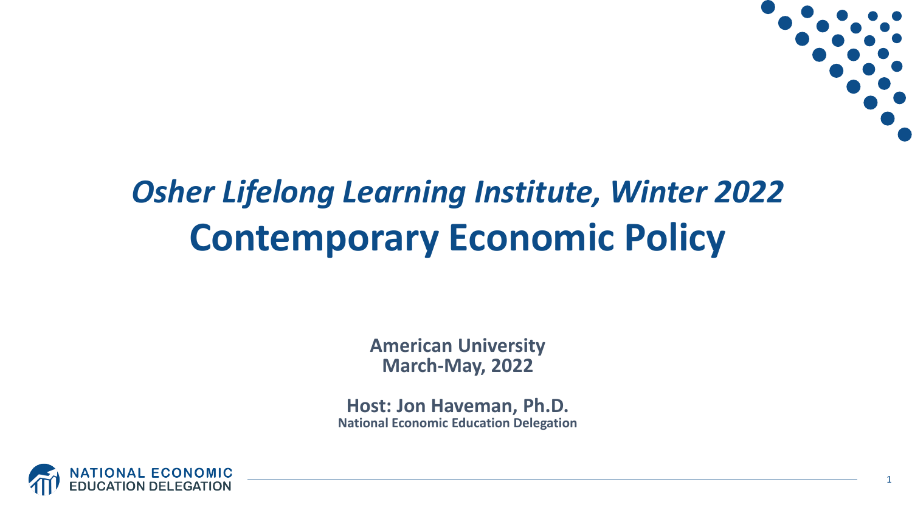*Osher Lifelong Learning Institute, Winter 2022*

# Contemporary Economic Policy

**American University**
**March-May, 2022**

**Host: Jon Haveman, Ph.D.**
**National Economic Education Delegation**

NATIONAL ECONOMIC EDUCATION DELEGATION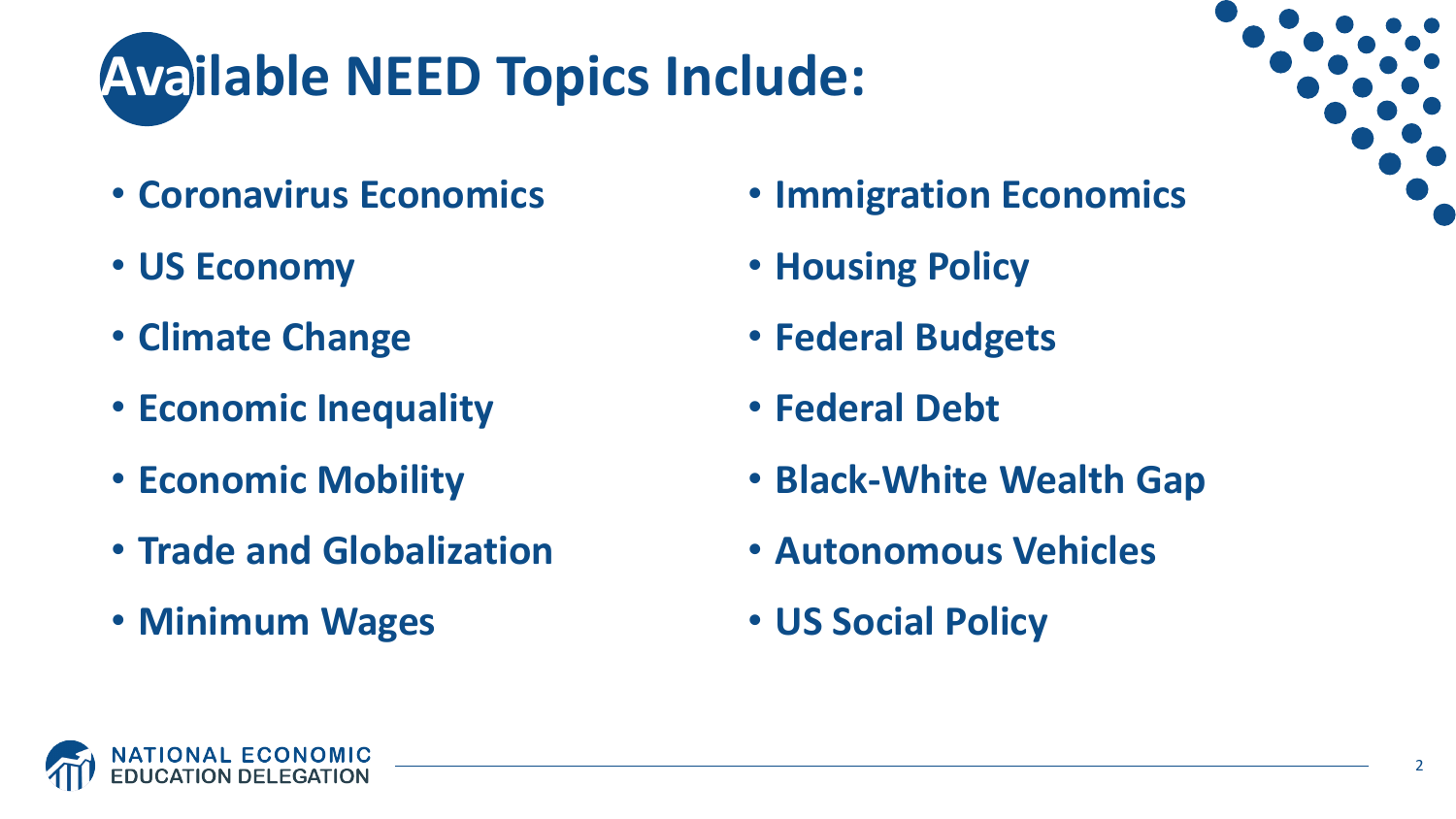# Available NEED Topics Include:

- Coronavirus Economics
- US Economy
- Climate Change
- Economic Inequality
- Economic Mobility
- Trade and Globalization
- Minimum Wages
- Immigration Economics
- Housing Policy
- Federal Budgets
- Federal Debt
- Black-White Wealth Gap
- Autonomous Vehicles
- US Social Policy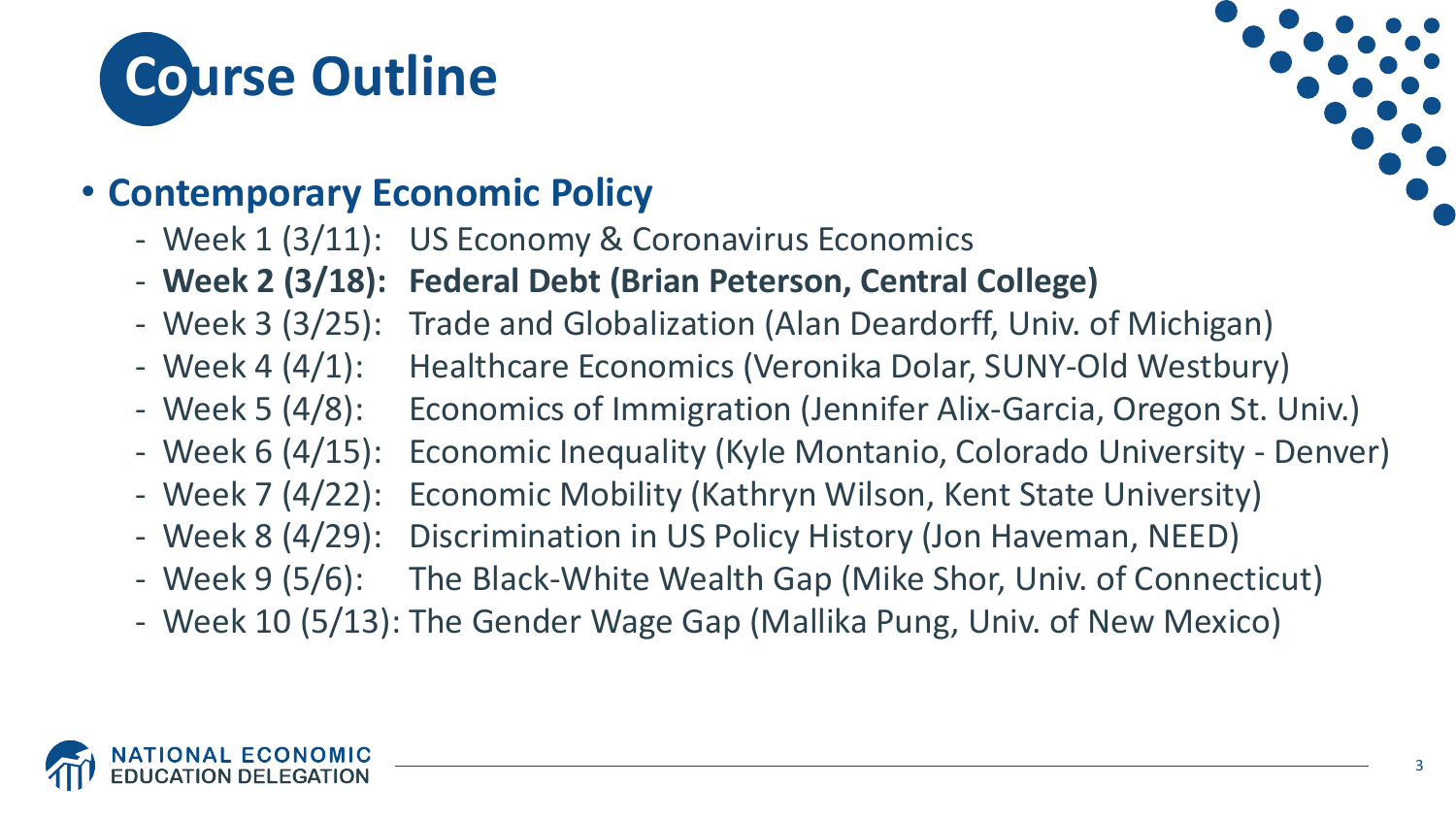# Course Outline

- **Contemporary Economic Policy**
  - Week 1 (3/11): US Economy & Coronavirus Economics
  - **Week 2 (3/18): Federal Debt (Brian Peterson, Central College)**
  - Week 3 (3/25): Trade and Globalization (Alan Deardorff, Univ. of Michigan)
  - Week 4 (4/1): Healthcare Economics (Veronika Dolar, SUNY-Old Westbury)
  - Week 5 (4/8): Economics of Immigration (Jennifer Alix-Garcia, Oregon St. Univ.)
  - Week 6 (4/15): Economic Inequality (Kyle Montanio, Colorado University - Denver)
  - Week 7 (4/22): Economic Mobility (Kathryn Wilson, Kent State University)
  - Week 8 (4/29): Discrimination in US Policy History (Jon Haveman, NEED)
  - Week 9 (5/6): The Black-White Wealth Gap (Mike Shor, Univ. of Connecticut)
  - Week 10 (5/13): The Gender Wage Gap (Mallika Pung, Univ. of New Mexico)

NATIONAL ECONOMIC EDUCATION DELEGATION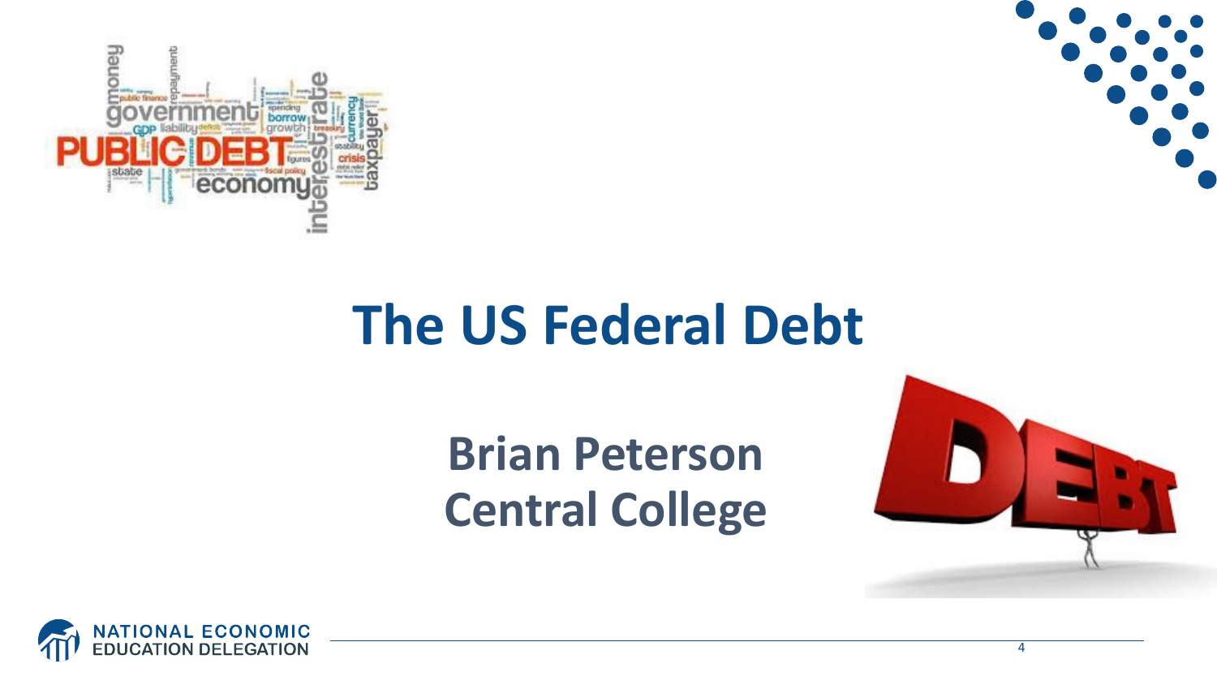# The US Federal Debt

**Brian Peterson**
**Central College**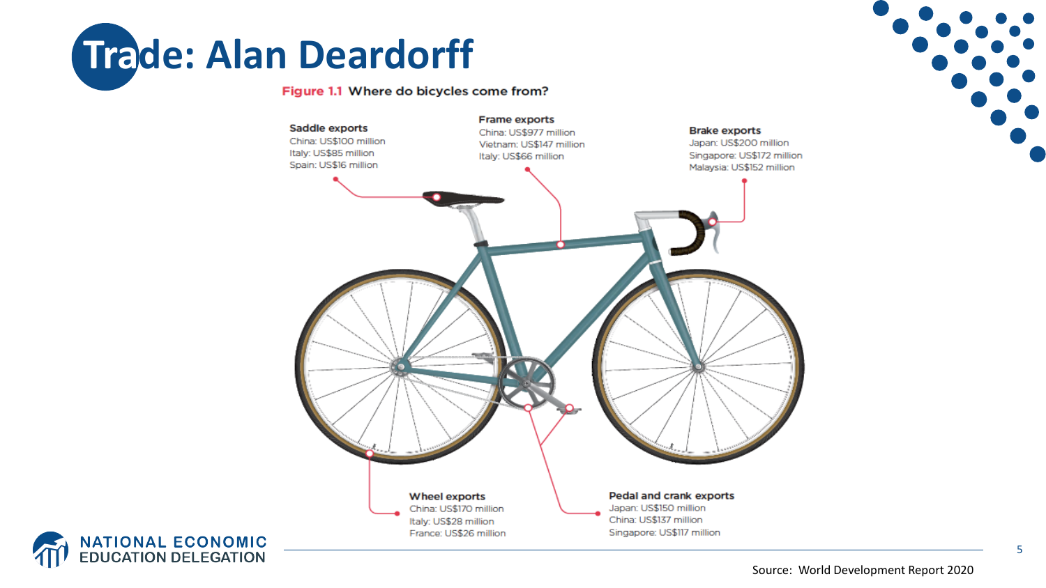# Trade: Alan Deardorff

**Figure 1.1** Where do bicycles come from?

**Saddle exports**
China: US$100 million
Italy: US$85 million
Spain: US$16 million

**Frame exports**
China: US$977 million
Vietnam: US$147 million
Italy: US$66 million

**Brake exports**
Japan: US$200 million
Singapore: US$172 million
Malaysia: US$152 million

**Wheel exports**
China: US$170 million
Italy: US$28 million
France: US$26 million

**Pedal and crank exports**
Japan: US$150 million
China: US$137 million
Singapore: US$117 million

Source: World Development Report 2020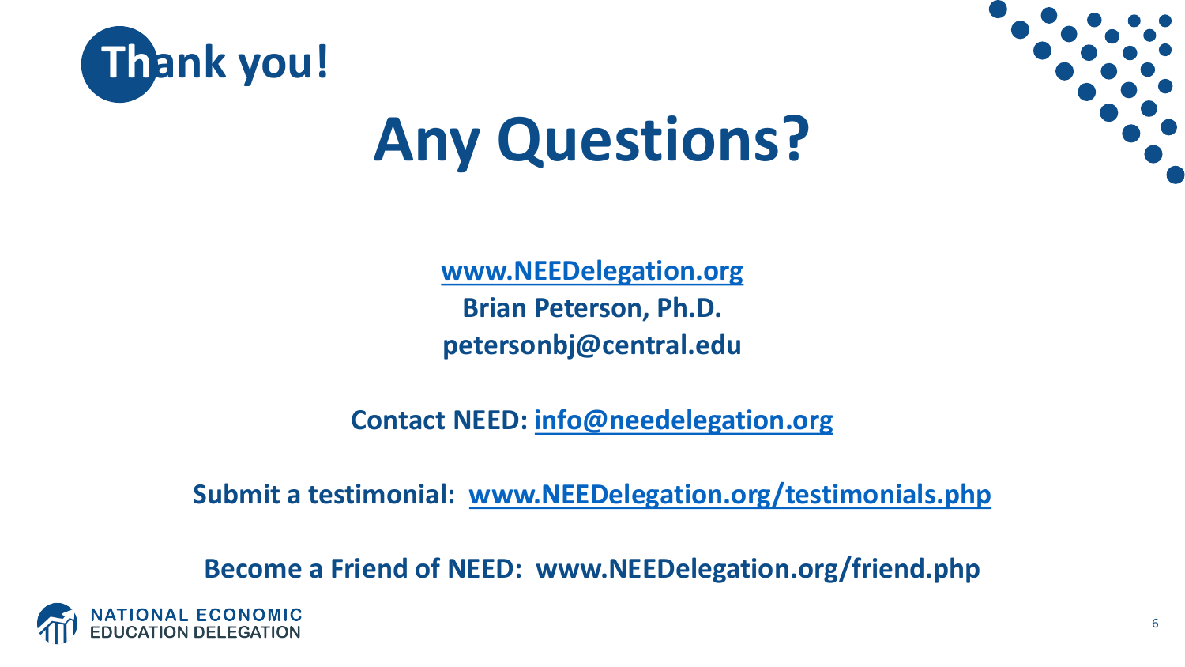**Thank you!**

# Any Questions?

www.NEEDelegation.org

**Brian Peterson, Ph.D.**

**petersonbj@central.edu**

**Contact NEED:** info@needelegation.org

**Submit a testimonial:** www.NEEDelegation.org/testimonials.php

**Become a Friend of NEED: www.NEEDelegation.org/friend.php**

NATIONAL ECONOMIC EDUCATION DELEGATION